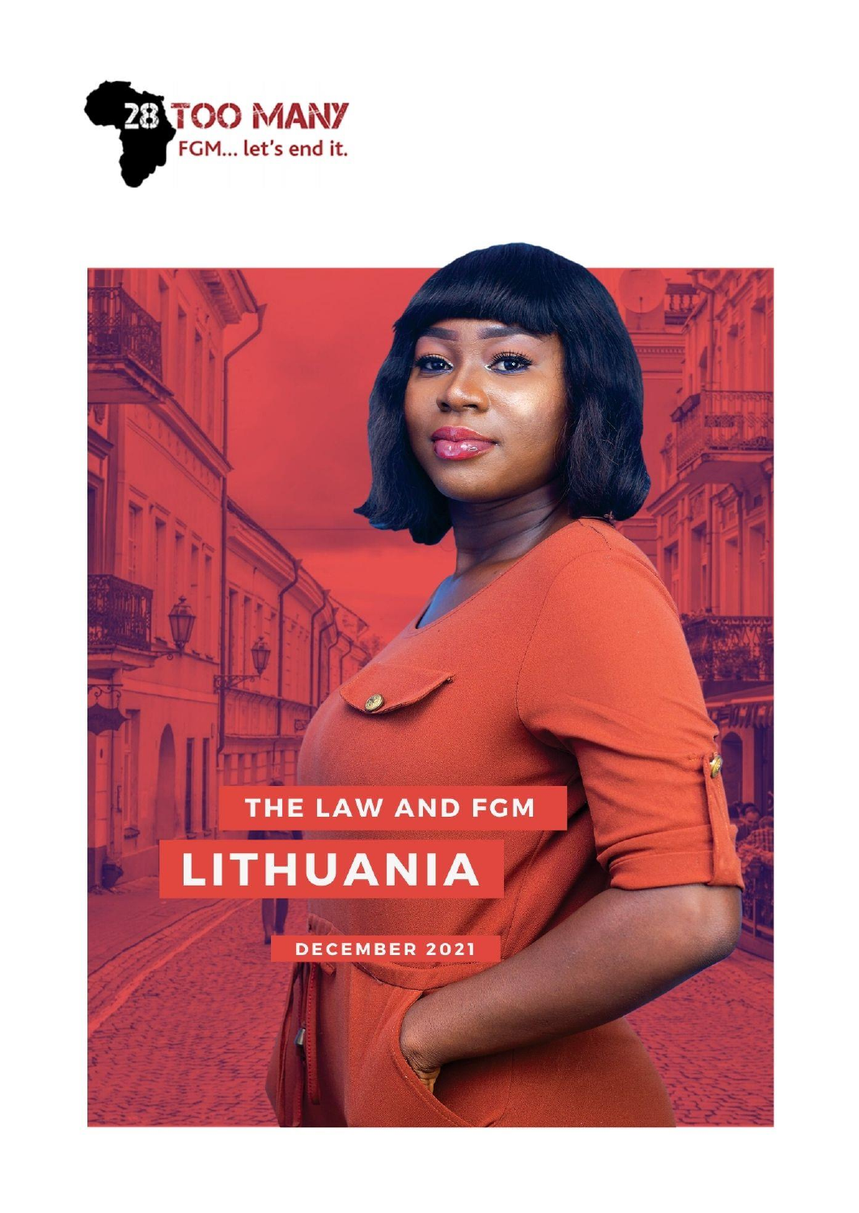28 TOO MANY
FGM... let's end it.

# THE LAW AND FGM

# LITHUANIA

DECEMBER 2021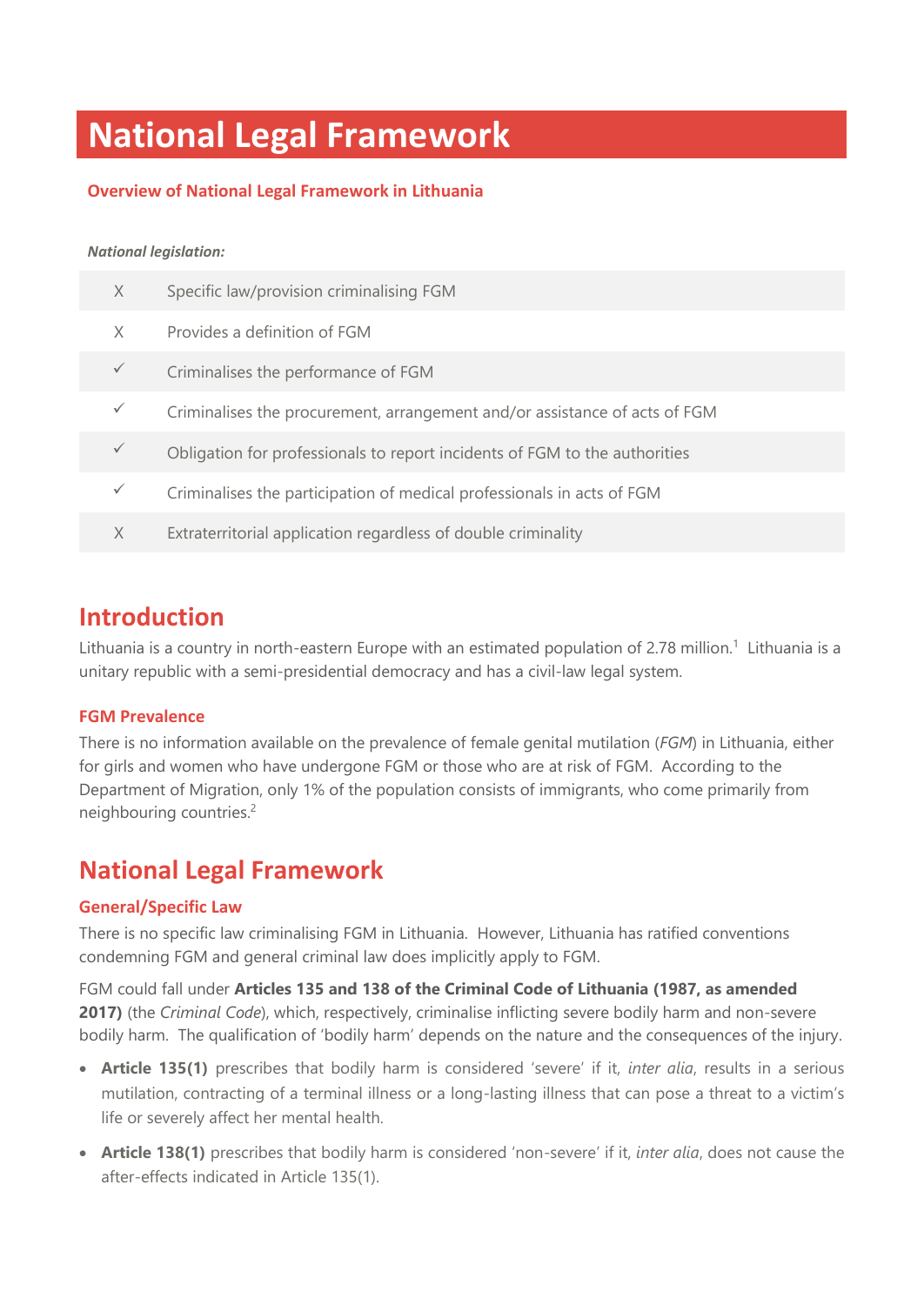# National Legal Framework

## Overview of National Legal Framework in Lithuania

***National legislation:***

| | |
|---|---|
| X | Specific law/provision criminalising FGM |
| X | Provides a definition of FGM |
| ✓ | Criminalises the performance of FGM |
| ✓ | Criminalises the procurement, arrangement and/or assistance of acts of FGM |
| ✓ | Obligation for professionals to report incidents of FGM to the authorities |
| ✓ | Criminalises the participation of medical professionals in acts of FGM |
| X | Extraterritorial application regardless of double criminality |

## Introduction

Lithuania is a country in north-eastern Europe with an estimated population of 2.78 million.[1] Lithuania is a unitary republic with a semi-presidential democracy and has a civil-law legal system.

### FGM Prevalence

There is no information available on the prevalence of female genital mutilation (*FGM*) in Lithuania, either for girls and women who have undergone FGM or those who are at risk of FGM. According to the Department of Migration, only 1% of the population consists of immigrants, who come primarily from neighbouring countries.[2]

## National Legal Framework

### General/Specific Law

There is no specific law criminalising FGM in Lithuania. However, Lithuania has ratified conventions condemning FGM and general criminal law does implicitly apply to FGM.

FGM could fall under **Articles 135 and 138 of the Criminal Code of Lithuania (1987, as amended 2017)** (the *Criminal Code*), which, respectively, criminalise inflicting severe bodily harm and non-severe bodily harm. The qualification of 'bodily harm' depends on the nature and the consequences of the injury.

- **Article 135(1)** prescribes that bodily harm is considered 'severe' if it, *inter alia*, results in a serious mutilation, contracting of a terminal illness or a long-lasting illness that can pose a threat to a victim's life or severely affect her mental health.
- **Article 138(1)** prescribes that bodily harm is considered 'non-severe' if it, *inter alia*, does not cause the after-effects indicated in Article 135(1).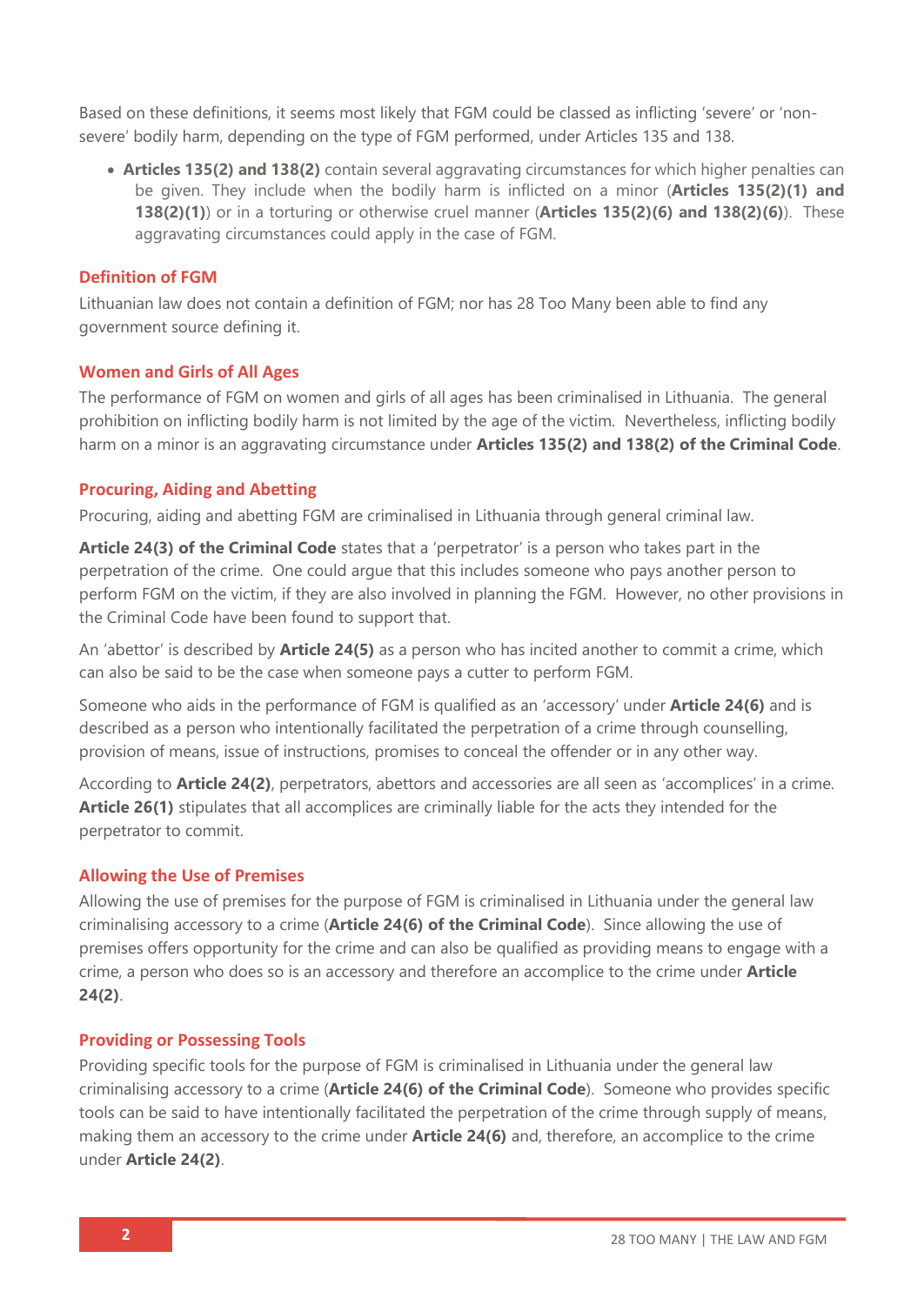Based on these definitions, it seems most likely that FGM could be classed as inflicting 'severe' or 'non-severe' bodily harm, depending on the type of FGM performed, under Articles 135 and 138.

- **Articles 135(2) and 138(2)** contain several aggravating circumstances for which higher penalties can be given. They include when the bodily harm is inflicted on a minor (**Articles 135(2)(1) and 138(2)(1)**) or in a torturing or otherwise cruel manner (**Articles 135(2)(6) and 138(2)(6)**). These aggravating circumstances could apply in the case of FGM.

### Definition of FGM

Lithuanian law does not contain a definition of FGM; nor has 28 Too Many been able to find any government source defining it.

### Women and Girls of All Ages

The performance of FGM on women and girls of all ages has been criminalised in Lithuania. The general prohibition on inflicting bodily harm is not limited by the age of the victim. Nevertheless, inflicting bodily harm on a minor is an aggravating circumstance under **Articles 135(2) and 138(2) of the Criminal Code**.

### Procuring, Aiding and Abetting

Procuring, aiding and abetting FGM are criminalised in Lithuania through general criminal law.

**Article 24(3) of the Criminal Code** states that a 'perpetrator' is a person who takes part in the perpetration of the crime. One could argue that this includes someone who pays another person to perform FGM on the victim, if they are also involved in planning the FGM. However, no other provisions in the Criminal Code have been found to support that.

An 'abettor' is described by **Article 24(5)** as a person who has incited another to commit a crime, which can also be said to be the case when someone pays a cutter to perform FGM.

Someone who aids in the performance of FGM is qualified as an 'accessory' under **Article 24(6)** and is described as a person who intentionally facilitated the perpetration of a crime through counselling, provision of means, issue of instructions, promises to conceal the offender or in any other way.

According to **Article 24(2)**, perpetrators, abettors and accessories are all seen as 'accomplices' in a crime. **Article 26(1)** stipulates that all accomplices are criminally liable for the acts they intended for the perpetrator to commit.

### Allowing the Use of Premises

Allowing the use of premises for the purpose of FGM is criminalised in Lithuania under the general law criminalising accessory to a crime (**Article 24(6) of the Criminal Code**). Since allowing the use of premises offers opportunity for the crime and can also be qualified as providing means to engage with a crime, a person who does so is an accessory and therefore an accomplice to the crime under **Article 24(2)**.

### Providing or Possessing Tools

Providing specific tools for the purpose of FGM is criminalised in Lithuania under the general law criminalising accessory to a crime (**Article 24(6) of the Criminal Code**). Someone who provides specific tools can be said to have intentionally facilitated the perpetration of the crime through supply of means, making them an accessory to the crime under **Article 24(6)** and, therefore, an accomplice to the crime under **Article 24(2)**.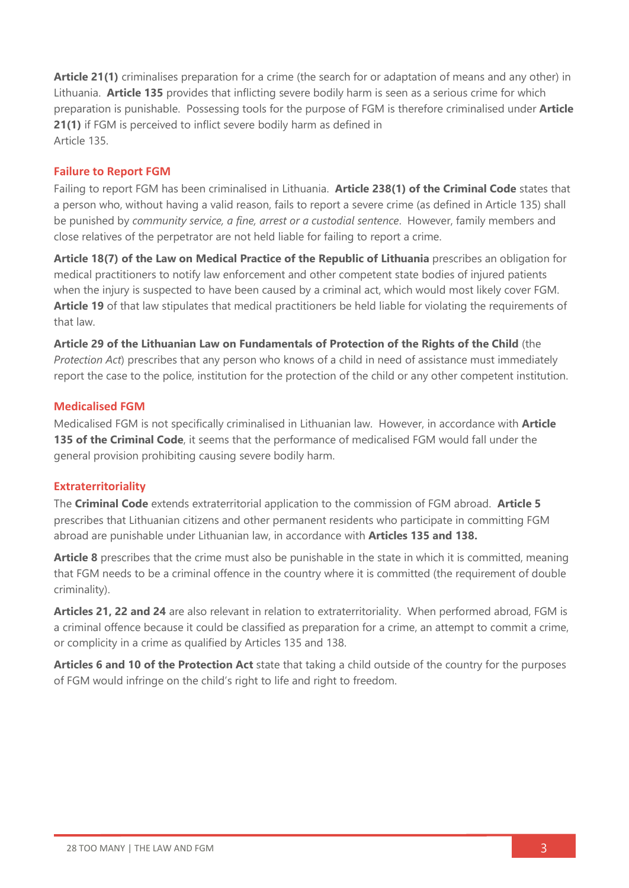**Article 21(1)** criminalises preparation for a crime (the search for or adaptation of means and any other) in Lithuania. **Article 135** provides that inflicting severe bodily harm is seen as a serious crime for which preparation is punishable. Possessing tools for the purpose of FGM is therefore criminalised under **Article 21(1)** if FGM is perceived to inflict severe bodily harm as defined in Article 135.

### Failure to Report FGM

Failing to report FGM has been criminalised in Lithuania. **Article 238(1) of the Criminal Code** states that a person who, without having a valid reason, fails to report a severe crime (as defined in Article 135) shall be punished by *community service, a fine, arrest or a custodial sentence*. However, family members and close relatives of the perpetrator are not held liable for failing to report a crime.

**Article 18(7) of the Law on Medical Practice of the Republic of Lithuania** prescribes an obligation for medical practitioners to notify law enforcement and other competent state bodies of injured patients when the injury is suspected to have been caused by a criminal act, which would most likely cover FGM. **Article 19** of that law stipulates that medical practitioners be held liable for violating the requirements of that law.

**Article 29 of the Lithuanian Law on Fundamentals of Protection of the Rights of the Child** (the *Protection Act*) prescribes that any person who knows of a child in need of assistance must immediately report the case to the police, institution for the protection of the child or any other competent institution.

### Medicalised FGM

Medicalised FGM is not specifically criminalised in Lithuanian law. However, in accordance with **Article 135 of the Criminal Code**, it seems that the performance of medicalised FGM would fall under the general provision prohibiting causing severe bodily harm.

### Extraterritoriality

The **Criminal Code** extends extraterritorial application to the commission of FGM abroad. **Article 5** prescribes that Lithuanian citizens and other permanent residents who participate in committing FGM abroad are punishable under Lithuanian law, in accordance with **Articles 135 and 138.**

**Article 8** prescribes that the crime must also be punishable in the state in which it is committed, meaning that FGM needs to be a criminal offence in the country where it is committed (the requirement of double criminality).

**Articles 21, 22 and 24** are also relevant in relation to extraterritoriality. When performed abroad, FGM is a criminal offence because it could be classified as preparation for a crime, an attempt to commit a crime, or complicity in a crime as qualified by Articles 135 and 138.

**Articles 6 and 10 of the Protection Act** state that taking a child outside of the country for the purposes of FGM would infringe on the child's right to life and right to freedom.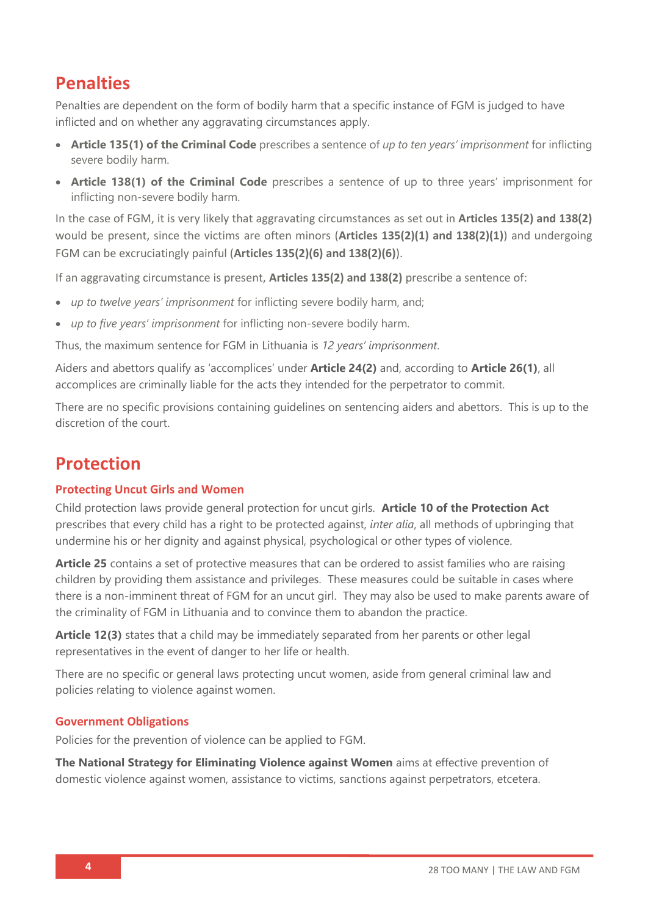## Penalties

Penalties are dependent on the form of bodily harm that a specific instance of FGM is judged to have inflicted and on whether any aggravating circumstances apply.

- **Article 135(1) of the Criminal Code** prescribes a sentence of *up to ten years' imprisonment* for inflicting severe bodily harm.
- **Article 138(1) of the Criminal Code** prescribes a sentence of up to three years' imprisonment for inflicting non-severe bodily harm.

In the case of FGM, it is very likely that aggravating circumstances as set out in **Articles 135(2) and 138(2)** would be present, since the victims are often minors (**Articles 135(2)(1) and 138(2)(1)**) and undergoing FGM can be excruciatingly painful (**Articles 135(2)(6) and 138(2)(6)**).

If an aggravating circumstance is present, **Articles 135(2) and 138(2)** prescribe a sentence of:

- *up to twelve years' imprisonment* for inflicting severe bodily harm, and;
- *up to five years' imprisonment* for inflicting non-severe bodily harm.

Thus, the maximum sentence for FGM in Lithuania is *12 years' imprisonment*.

Aiders and abettors qualify as 'accomplices' under **Article 24(2)** and, according to **Article 26(1)**, all accomplices are criminally liable for the acts they intended for the perpetrator to commit.

There are no specific provisions containing guidelines on sentencing aiders and abettors. This is up to the discretion of the court.

## Protection

### Protecting Uncut Girls and Women

Child protection laws provide general protection for uncut girls. **Article 10 of the Protection Act** prescribes that every child has a right to be protected against, *inter alia*, all methods of upbringing that undermine his or her dignity and against physical, psychological or other types of violence.

**Article 25** contains a set of protective measures that can be ordered to assist families who are raising children by providing them assistance and privileges. These measures could be suitable in cases where there is a non-imminent threat of FGM for an uncut girl. They may also be used to make parents aware of the criminality of FGM in Lithuania and to convince them to abandon the practice.

**Article 12(3)** states that a child may be immediately separated from her parents or other legal representatives in the event of danger to her life or health.

There are no specific or general laws protecting uncut women, aside from general criminal law and policies relating to violence against women.

### Government Obligations

Policies for the prevention of violence can be applied to FGM.

**The National Strategy for Eliminating Violence against Women** aims at effective prevention of domestic violence against women, assistance to victims, sanctions against perpetrators, etcetera.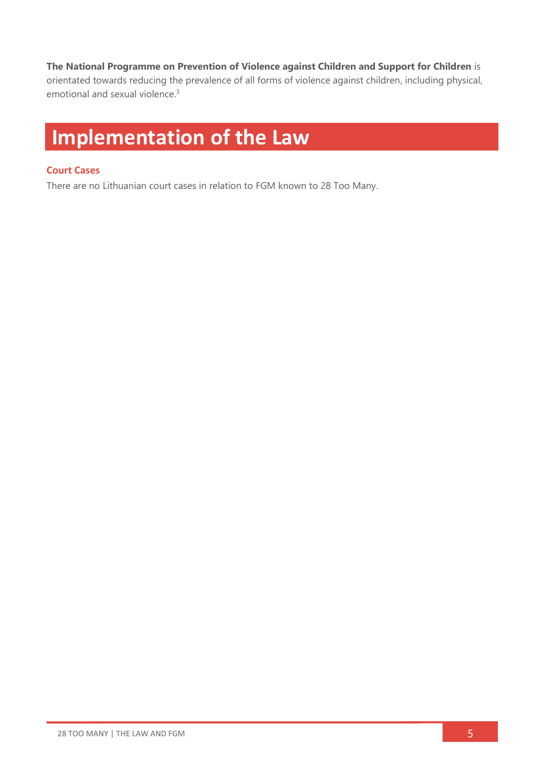**The National Programme on Prevention of Violence against Children and Support for Children** is orientated towards reducing the prevalence of all forms of violence against children, including physical, emotional and sexual violence.[3]

# Implementation of the Law

### Court Cases

There are no Lithuanian court cases in relation to FGM known to 28 Too Many.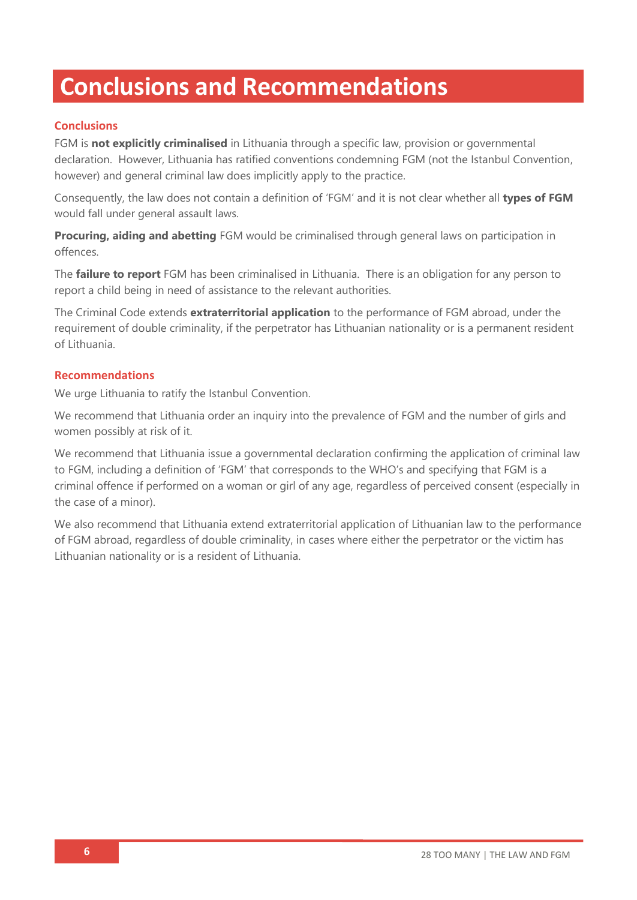# Conclusions and Recommendations

### Conclusions

FGM is **not explicitly criminalised** in Lithuania through a specific law, provision or governmental declaration. However, Lithuania has ratified conventions condemning FGM (not the Istanbul Convention, however) and general criminal law does implicitly apply to the practice.

Consequently, the law does not contain a definition of 'FGM' and it is not clear whether all **types of FGM** would fall under general assault laws.

**Procuring, aiding and abetting** FGM would be criminalised through general laws on participation in offences.

The **failure to report** FGM has been criminalised in Lithuania. There is an obligation for any person to report a child being in need of assistance to the relevant authorities.

The Criminal Code extends **extraterritorial application** to the performance of FGM abroad, under the requirement of double criminality, if the perpetrator has Lithuanian nationality or is a permanent resident of Lithuania.

### Recommendations

We urge Lithuania to ratify the Istanbul Convention.

We recommend that Lithuania order an inquiry into the prevalence of FGM and the number of girls and women possibly at risk of it.

We recommend that Lithuania issue a governmental declaration confirming the application of criminal law to FGM, including a definition of 'FGM' that corresponds to the WHO's and specifying that FGM is a criminal offence if performed on a woman or girl of any age, regardless of perceived consent (especially in the case of a minor).

We also recommend that Lithuania extend extraterritorial application of Lithuanian law to the performance of FGM abroad, regardless of double criminality, in cases where either the perpetrator or the victim has Lithuanian nationality or is a resident of Lithuania.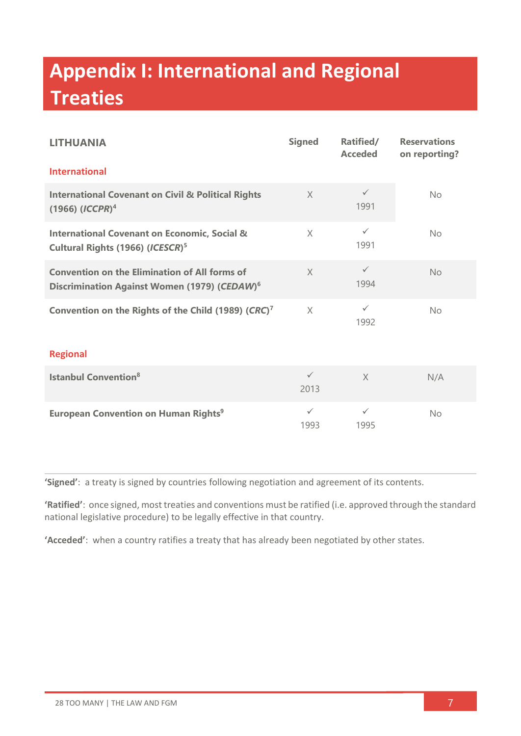# Appendix I: International and Regional Treaties

| LITHUANIA | Signed | Ratified/ Acceded | Reservations on reporting? |
|---|---|---|---|
| **International** | | | |
| **International Covenant on Civil & Political Rights (1966) (*ICCPR*)**[4] | X | ✓ 1991 | No |
| **International Covenant on Economic, Social & Cultural Rights (1966) (*ICESCR*)**[5] | X | ✓ 1991 | No |
| **Convention on the Elimination of All forms of Discrimination Against Women (1979) (*CEDAW*)**[6] | X | ✓ 1994 | No |
| **Convention on the Rights of the Child (1989) (*CRC*)**[7] | X | ✓ 1992 | No |
| **Regional** | | | |
| **Istanbul Convention**[8] | ✓ 2013 | X | N/A |
| **European Convention on Human Rights**[9] | ✓ 1993 | ✓ 1995 | No |

**'Signed'**: a treaty is signed by countries following negotiation and agreement of its contents.

**'Ratified'**: once signed, most treaties and conventions must be ratified (i.e. approved through the standard national legislative procedure) to be legally effective in that country.

**'Acceded'**: when a country ratifies a treaty that has already been negotiated by other states.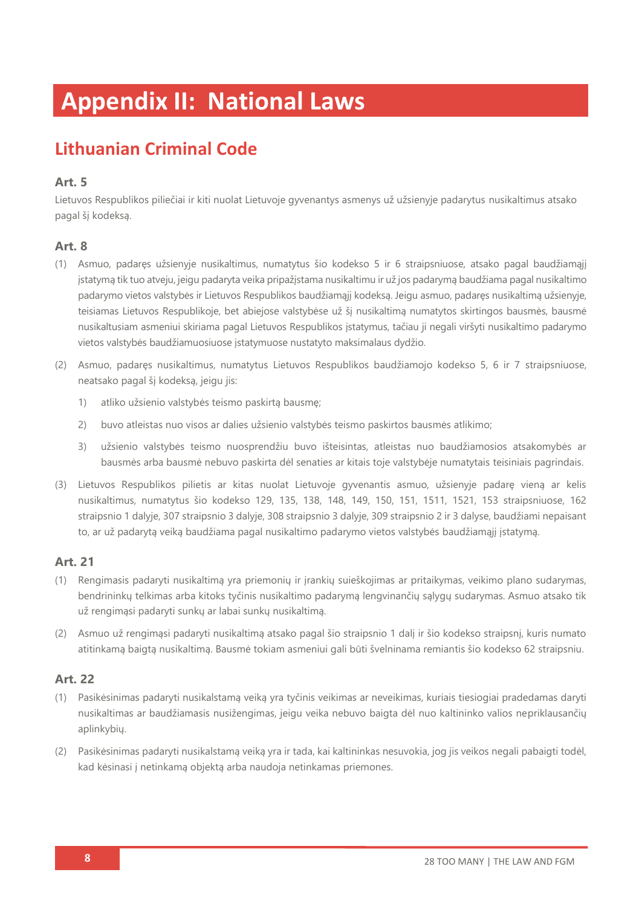# Appendix II: National Laws

## Lithuanian Criminal Code

### Art. 5

Lietuvos Respublikos piliečiai ir kiti nuolat Lietuvoje gyvenantys asmenys už užsienyje padarytus nusikaltimus atsako pagal šį kodeksą.

### Art. 8

(1) Asmuo, padaręs užsienyje nusikaltimus, numatytus šio kodekso 5 ir 6 straipsniuose, atsako pagal baudžiamąjį įstatymą tik tuo atveju, jeigu padaryta veika pripažįstama nusikaltimu ir už jos padarymą baudžiama pagal nusikaltimo padarymo vietos valstybės ir Lietuvos Respublikos baudžiamąjį kodeksą. Jeigu asmuo, padaręs nusikaltimą užsienyje, teisiamas Lietuvos Respublikoje, bet abiejose valstybėse už šį nusikaltimą numatytos skirtingos bausmės, bausmė nusikaltusiam asmeniui skiriama pagal Lietuvos Respublikos įstatymus, tačiau ji negali viršyti nusikaltimo padarymo vietos valstybės baudžiamuosiuose įstatymuose nustatyto maksimalaus dydžio.

(2) Asmuo, padaręs nusikaltimus, numatytus Lietuvos Respublikos baudžiamojo kodekso 5, 6 ir 7 straipsniuose, neatsako pagal šį kodeksą, jeigu jis:

1) atliko užsienio valstybės teismo paskirtą bausmę;

2) buvo atleistas nuo visos ar dalies užsienio valstybės teismo paskirtos bausmės atlikimo;

3) užsienio valstybės teismo nuosprendžiu buvo išteisintas, atleistas nuo baudžiamosios atsakomybės ar bausmės arba bausmė nebuvo paskirta dėl senaties ar kitais toje valstybėje numatytais teisiniais pagrindais.

(3) Lietuvos Respublikos pilietis ar kitas nuolat Lietuvoje gyvenantis asmuo, užsienyje padarę vieną ar kelis nusikaltimus, numatytus šio kodekso 129, 135, 138, 148, 149, 150, 151, 1511, 1521, 153 straipsniuose, 162 straipsnio 1 dalyje, 307 straipsnio 3 dalyje, 308 straipsnio 3 dalyje, 309 straipsnio 2 ir 3 dalyse, baudžiami nepaisant to, ar už padarytą veiką baudžiama pagal nusikaltimo padarymo vietos valstybės baudžiamąjį įstatymą.

### Art. 21

(1) Rengimasis padaryti nusikaltimą yra priemonių ir įrankių suieškojimas ar pritaikymas, veikimo plano sudarymas, bendrininkų telkimas arba kitoks tyčinis nusikaltimo padarymą lengvinančių sąlygų sudarymas. Asmuo atsako tik už rengimąsi padaryti sunkų ar labai sunkų nusikaltimą.

(2) Asmuo už rengimąsi padaryti nusikaltimą atsako pagal šio straipsnio 1 dalį ir šio kodekso straipsnį, kuris numato atitinkamą baigtą nusikaltimą. Bausmė tokiam asmeniui gali būti švelninama remiantis šio kodekso 62 straipsniu.

### Art. 22

(1) Pasikėsinimas padaryti nusikalstamą veiką yra tyčinis veikimas ar neveikimas, kuriais tiesiogiai pradedamas daryti nusikaltimas ar baudžiamasis nusižengimas, jeigu veika nebuvo baigta dėl nuo kaltininko valios nepriklausančių aplinkybių.

(2) Pasikėsinimas padaryti nusikalstamą veiką yra ir tada, kai kaltininkas nesuvokia, jog jis veikos negali pabaigti todėl, kad kėsinasi į netinkamą objektą arba naudoja netinkamas priemones.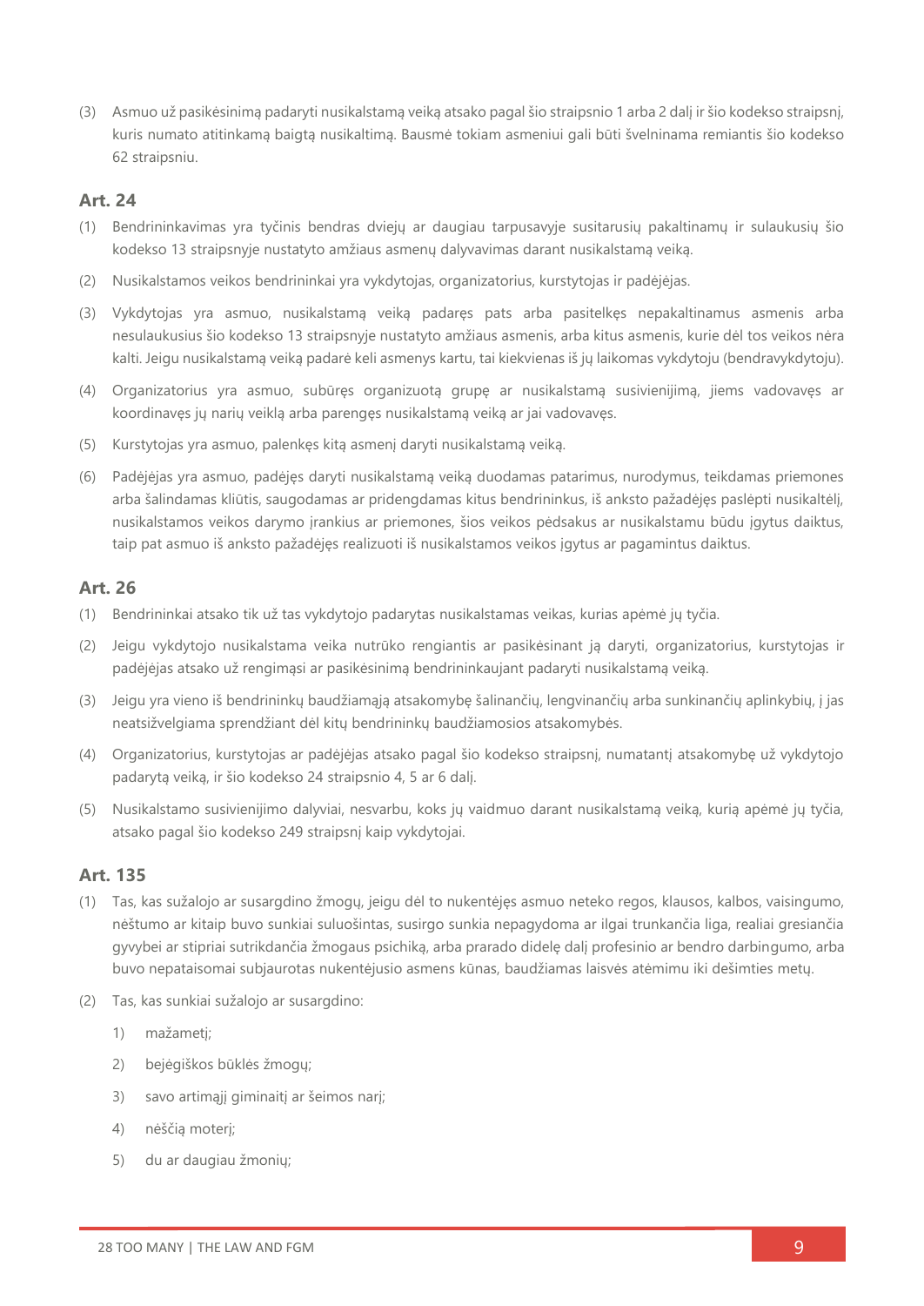(3) Asmuo už pasikėsinimą padaryti nusikalstamą veiką atsako pagal šio straipsnio 1 arba 2 dalį ir šio kodekso straipsnį, kuris numato atitinkamą baigtą nusikaltimą. Bausmė tokiam asmeniui gali būti švelninama remiantis šio kodekso 62 straipsniu.

## Art. 24

(1) Bendrininkavimas yra tyčinis bendras dviejų ar daugiau tarpusavyje susitarusių pakaltinamų ir sulaukusių šio kodekso 13 straipsnyje nustatyto amžiaus asmenų dalyvavimas darant nusikalstamą veiką.

(2) Nusikalstamos veikos bendrininkai yra vykdytojas, organizatorius, kurstytojas ir padėjėjas.

(3) Vykdytojas yra asmuo, nusikalstamą veiką padaręs pats arba pasitelkęs nepakaltinamus asmenis arba nesulaukusius šio kodekso 13 straipsnyje nustatyto amžiaus asmenis, arba kitus asmenis, kurie dėl tos veikos nėra kalti. Jeigu nusikalstamą veiką padarė keli asmenys kartu, tai kiekvienas iš jų laikomas vykdytoju (bendravykdytoju).

(4) Organizatorius yra asmuo, subūręs organizuotą grupę ar nusikalstamą susivienijimą, jiems vadovavęs ar koordinavęs jų narių veiklą arba parengęs nusikalstamą veiką ar jai vadovavęs.

(5) Kurstytojas yra asmuo, palenkęs kitą asmenį daryti nusikalstamą veiką.

(6) Padėjėjas yra asmuo, padėjęs daryti nusikalstamą veiką duodamas patarimus, nurodymus, teikdamas priemones arba šalindamas kliūtis, saugodamas ar pridengdamas kitus bendrininkus, iš anksto pažadėjęs paslėpti nusikaltėlį, nusikalstamos veikos darymo įrankius ar priemones, šios veikos pėdsakus ar nusikalstamu būdu įgytus daiktus, taip pat asmuo iš anksto pažadėjęs realizuoti iš nusikalstamos veikos įgytus ar pagamintus daiktus.

## Art. 26

(1) Bendrininkai atsako tik už tas vykdytojo padarytas nusikalstamas veikas, kurias apėmė jų tyčia.

(2) Jeigu vykdytojo nusikalstama veika nutrūko rengiantis ar pasikėsinant ją daryti, organizatorius, kurstytojas ir padėjėjas atsako už rengimąsi ar pasikėsinimą bendrininkaujant padaryti nusikalstamą veiką.

(3) Jeigu yra vieno iš bendrininkų baudžiamąją atsakomybę šalinančių, lengvinančių arba sunkinančių aplinkybių, į jas neatsižvelgiama sprendžiant dėl kitų bendrininkų baudžiamosios atsakomybės.

(4) Organizatorius, kurstytojas ar padėjėjas atsako pagal šio kodekso straipsnį, numatantį atsakomybę už vykdytojo padarytą veiką, ir šio kodekso 24 straipsnio 4, 5 ar 6 dalį.

(5) Nusikalstamo susivienijimo dalyviai, nesvarbu, koks jų vaidmuo darant nusikalstamą veiką, kurią apėmė jų tyčia, atsako pagal šio kodekso 249 straipsnį kaip vykdytojai.

## Art. 135

(1) Tas, kas sužalojo ar susargdino žmogų, jeigu dėl to nukentėjęs asmuo neteko regos, klausos, kalbos, vaisingumo, nėštumo ar kitaip buvo sunkiai suluošintas, susirgo sunkia nepagydoma ar ilgai trunkančia liga, realiai gresiančia gyvybei ar stipriai sutrikdančia žmogaus psichiką, arba prarado didelę dalį profesinio ar bendro darbingumo, arba buvo nepataisomai subjaurotas nukentėjusio asmens kūnas, baudžiamas laisvės atėmimu iki dešimties metų.

(2) Tas, kas sunkiai sužalojo ar susargdino:

1) mažametį;

2) bejėgiškos būklės žmogų;

3) savo artimąjį giminaitį ar šeimos narį;

4) nėščią moterį;

5) du ar daugiau žmonių;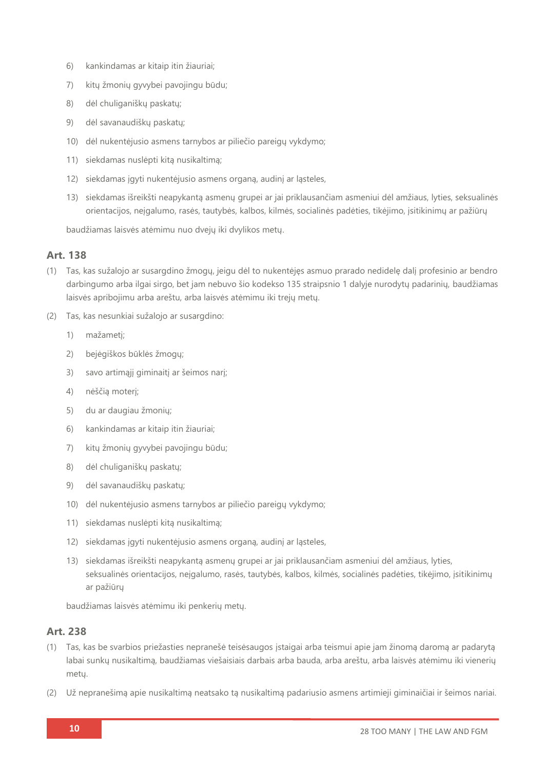6) kankindamas ar kitaip itin žiauriai;
7) kitų žmonių gyvybei pavojingu būdu;
8) dėl chuliganiškų paskatų;
9) dėl savanaudiškų paskatų;
10) dėl nukentėjusio asmens tarnybos ar piliečio pareigų vykdymo;
11) siekdamas nuslėpti kitą nusikaltimą;
12) siekdamas įgyti nukentėjusio asmens organą, audinį ar ląsteles,
13) siekdamas išreikšti neapykantą asmenų grupei ar jai priklausančiam asmeniui dėl amžiaus, lyties, seksualinės orientacijos, neįgalumo, rasės, tautybės, kalbos, kilmės, socialinės padėties, tikėjimo, įsitikinimų ar pažiūrų

baudžiamas laisvės atėmimu nuo dvejų iki dvylikos metų.

### Art. 138

(1) Tas, kas sužalojo ar susargdino žmogų, jeigu dėl to nukentėjęs asmuo prarado nedidelę dalį profesinio ar bendro darbingumo arba ilgai sirgo, bet jam nebuvo šio kodekso 135 straipsnio 1 dalyje nurodytų padarinių, baudžiamas laisvės apribojimu arba areštu, arba laisvės atėmimu iki trejų metų.

(2) Tas, kas nesunkiai sužalojo ar susargdino:

1) mažametį;
2) bejėgiškos būklės žmogų;
3) savo artimąjį giminaitį ar šeimos narį;
4) nėščią moterį;
5) du ar daugiau žmonių;
6) kankindamas ar kitaip itin žiauriai;
7) kitų žmonių gyvybei pavojingu būdu;
8) dėl chuliganiškų paskatų;
9) dėl savanaudiškų paskatų;
10) dėl nukentėjusio asmens tarnybos ar piliečio pareigų vykdymo;
11) siekdamas nuslėpti kitą nusikaltimą;
12) siekdamas įgyti nukentėjusio asmens organą, audinį ar ląsteles,
13) siekdamas išreikšti neapykantą asmenų grupei ar jai priklausančiam asmeniui dėl amžiaus, lyties, seksualinės orientacijos, neįgalumo, rasės, tautybės, kalbos, kilmės, socialinės padėties, tikėjimo, įsitikinimų ar pažiūrų

baudžiamas laisvės atėmimu iki penkerių metų.

### Art. 238

(1) Tas, kas be svarbios priežasties nepranešė teisėsaugos įstaigai arba teismui apie jam žinomą daromą ar padarytą labai sunkų nusikaltimą, baudžiamas viešaisiais darbais arba bauda, arba areštu, arba laisvės atėmimu iki vienerių metų.

(2) Už nepranešimą apie nusikaltimą neatsako tą nusikaltimą padariusio asmens artimieji giminaičiai ir šeimos nariai.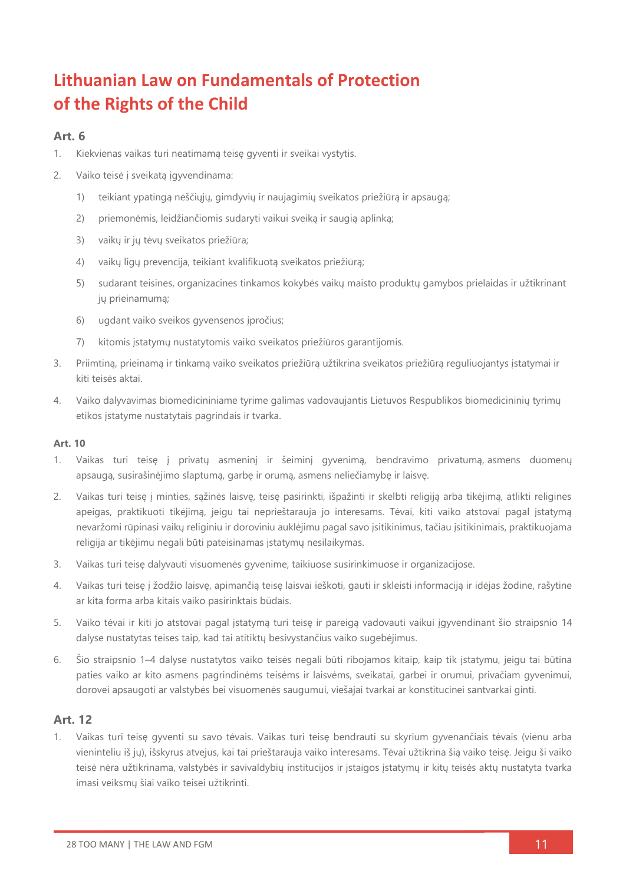# Lithuanian Law on Fundamentals of Protection of the Rights of the Child

## Art. 6

1. Kiekvienas vaikas turi neatimamą teisę gyventi ir sveikai vystytis.
2. Vaiko teisė į sveikatą įgyvendinama:
   1) teikiant ypatingą nėščiųjų, gimdyvių ir naujagimių sveikatos priežiūrą ir apsaugą;
   2) priemonėmis, leidžiančiomis sudaryti vaikui sveiką ir saugią aplinką;
   3) vaikų ir jų tėvų sveikatos priežiūra;
   4) vaikų ligų prevencija, teikiant kvalifikuotą sveikatos priežiūrą;
   5) sudarant teisines, organizacines tinkamos kokybės vaikų maisto produktų gamybos prielaidas ir užtikrinant jų prieinamumą;
   6) ugdant vaiko sveikos gyvensenos įpročius;
   7) kitomis įstatymų nustatytomis vaiko sveikatos priežiūros garantijomis.
3. Priimtiną, prieinamą ir tinkamą vaiko sveikatos priežiūrą užtikrina sveikatos priežiūrą reguliuojantys įstatymai ir kiti teisės aktai.
4. Vaiko dalyvavimas biomedicininiame tyrime galimas vadovaujantis Lietuvos Respublikos biomedicininių tyrimų etikos įstatyme nustatytais pagrindais ir tvarka.

### Art. 10

1. Vaikas turi teisę į privatų asmeninį ir šeiminį gyvenimą, bendravimo privatumą, asmens duomenų apsaugą, susirašinėjimo slaptumą, garbę ir orumą, asmens neliečiamybę ir laisvę.
2. Vaikas turi teisę į minties, sąžinės laisvę, teisę pasirinkti, išpažinti ir skelbti religiją arba tikėjimą, atlikti religines apeigas, praktikuoti tikėjimą, jeigu tai neprieštarauja jo interesams. Tėvai, kiti vaiko atstovai pagal įstatymą nevaržomi rūpinasi vaikų religiniu ir doroviniu auklėjimu pagal savo įsitikinimus, tačiau įsitikinimais, praktikuojama religija ar tikėjimu negali būti pateisinamas įstatymų nesilaikymas.
3. Vaikas turi teisę dalyvauti visuomenės gyvenime, taikiuose susirinkimuose ir organizacijose.
4. Vaikas turi teisę į žodžio laisvę, apimančią teisę laisvai ieškoti, gauti ir skleisti informaciją ir idėjas žodine, rašytine ar kita forma arba kitais vaiko pasirinktais būdais.
5. Vaiko tėvai ir kiti jo atstovai pagal įstatymą turi teisę ir pareigą vadovauti vaikui įgyvendinant šio straipsnio 14 dalyse nustatytas teises taip, kad tai atitiktų besivystančius vaiko sugebėjimus.
6. Šio straipsnio 1–4 dalyse nustatytos vaiko teisės negali būti ribojamos kitaip, kaip tik įstatymu, jeigu tai būtina paties vaiko ar kito asmens pagrindinėms teisėms ir laisvėms, sveikatai, garbei ir orumui, privačiam gyvenimui, dorovei apsaugoti ar valstybės bei visuomenės saugumui, viešajai tvarkai ar konstitucinei santvarkai ginti.

## Art. 12

1. Vaikas turi teisę gyventi su savo tėvais. Vaikas turi teisę bendrauti su skyrium gyvenančiais tėvais (vienu arba vieninteliu iš jų), išskyrus atvejus, kai tai prieštarauja vaiko interesams. Tėvai užtikrina šią vaiko teisę. Jeigu ši vaiko teisė nėra užtikrinama, valstybės ir savivaldybių institucijos ir įstaigos įstatymų ir kitų teisės aktų nustatyta tvarka imasi veiksmų šiai vaiko teisei užtikrinti.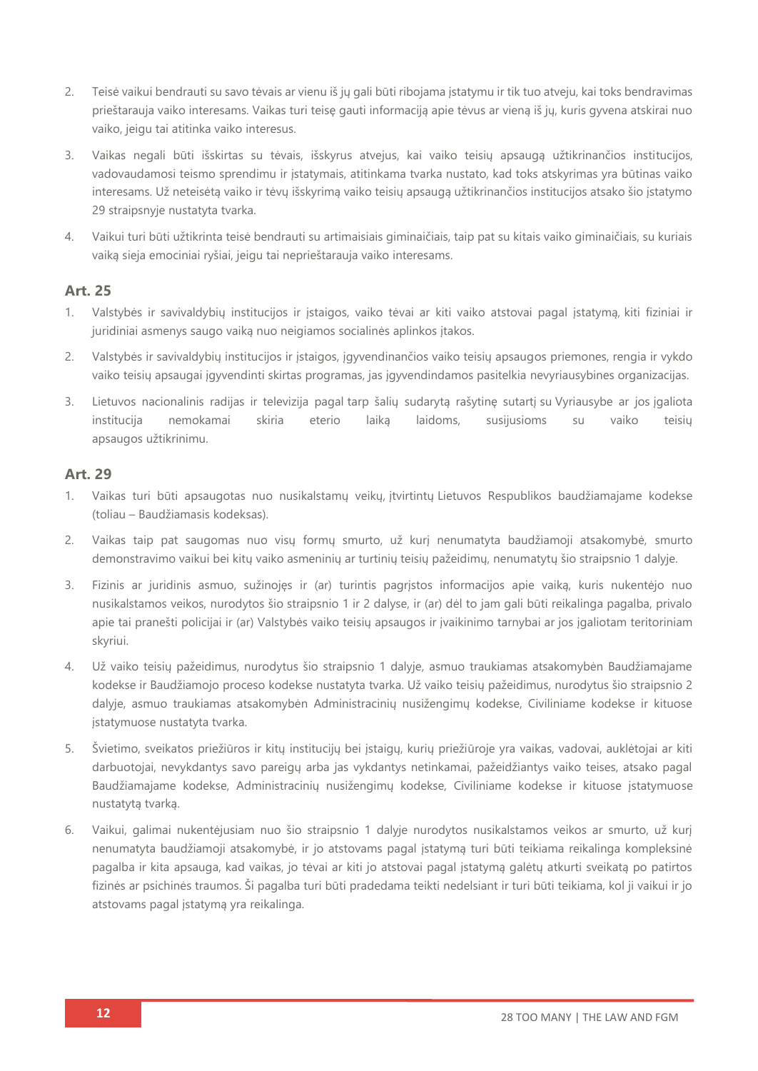2. Teisė vaikui bendrauti su savo tėvais ar vienu iš jų gali būti ribojama įstatymu ir tik tuo atveju, kai toks bendravimas prieštarauja vaiko interesams. Vaikas turi teisę gauti informaciją apie tėvus ar vieną iš jų, kuris gyvena atskirai nuo vaiko, jeigu tai atitinka vaiko interesus.

3. Vaikas negali būti išskirtas su tėvais, išskyrus atvejus, kai vaiko teisių apsaugą užtikrinančios institucijos, vadovaudamosi teismo sprendimu ir įstatymais, atitinkama tvarka nustato, kad toks atskyrimas yra būtinas vaiko interesams. Už neteisėtą vaiko ir tėvų išskyrimą vaiko teisių apsaugą užtikrinančios institucijos atsako šio įstatymo 29 straipsnyje nustatyta tvarka.

4. Vaikui turi būti užtikrinta teisė bendrauti su artimaisiais giminaičiais, taip pat su kitais vaiko giminaičiais, su kuriais vaiką sieja emociniai ryšiai, jeigu tai neprieštarauja vaiko interesams.

### Art. 25

1. Valstybės ir savivaldybių institucijos ir įstaigos, vaiko tėvai ar kiti vaiko atstovai pagal įstatymą, kiti fiziniai ir juridiniai asmenys saugo vaiką nuo neigiamos socialinės aplinkos įtakos.

2. Valstybės ir savivaldybių institucijos ir įstaigos, įgyvendinančios vaiko teisių apsaugos priemones, rengia ir vykdo vaiko teisių apsaugai įgyvendinti skirtas programas, jas įgyvendindamos pasitelkia nevyriausybines organizacijas.

3. Lietuvos nacionalinis radijas ir televizija pagal tarp šalių sudarytą rašytinę sutartį su Vyriausybe ar jos įgaliota institucija nemokamai skiria eterio laiką laidoms, susijusioms su vaiko teisių apsaugos užtikrinimu.

### Art. 29

1. Vaikas turi būti apsaugotas nuo nusikalstamų veikų, įtvirtintų Lietuvos Respublikos baudžiamajame kodekse (toliau – Baudžiamasis kodeksas).

2. Vaikas taip pat saugomas nuo visų formų smurto, už kurį nenumatyta baudžiamoji atsakomybė, smurto demonstravimo vaikui bei kitų vaiko asmeninių ar turtinių teisių pažeidimų, nenumatytų šio straipsnio 1 dalyje.

3. Fizinis ar juridinis asmuo, sužinojęs ir (ar) turintis pagrįstos informacijos apie vaiką, kuris nukentėjo nuo nusikalstamos veikos, nurodytos šio straipsnio 1 ir 2 dalyse, ir (ar) dėl to jam gali būti reikalinga pagalba, privalo apie tai pranešti policijai ir (ar) Valstybės vaiko teisių apsaugos ir įvaikinimo tarnybai ar jos įgaliotam teritoriniam skyriui.

4. Už vaiko teisių pažeidimus, nurodytus šio straipsnio 1 dalyje, asmuo traukiamas atsakomybėn Baudžiamajame kodekse ir Baudžiamojo proceso kodekse nustatyta tvarka. Už vaiko teisių pažeidimus, nurodytus šio straipsnio 2 dalyje, asmuo traukiamas atsakomybėn Administracinių nusižengimų kodekse, Civiliniame kodekse ir kituose įstatymuose nustatyta tvarka.

5. Švietimo, sveikatos priežiūros ir kitų institucijų bei įstaigų, kurių priežiūroje yra vaikas, vadovai, auklėtojai ar kiti darbuotojai, nevykdantys savo pareigų arba jas vykdantys netinkamai, pažeidžiantys vaiko teises, atsako pagal Baudžiamajame kodekse, Administracinių nusižengimų kodekse, Civiliniame kodekse ir kituose įstatymuose nustatytą tvarką.

6. Vaikui, galimai nukentėjusiam nuo šio straipsnio 1 dalyje nurodytos nusikalstamos veikos ar smurto, už kurį nenumatyta baudžiamoji atsakomybė, ir jo atstovams pagal įstatymą turi būti teikiama reikalinga kompleksinė pagalba ir kita apsauga, kad vaikas, jo tėvai ar kiti jo atstovai pagal įstatymą galėtų atkurti sveikatą po patirtos fizinės ar psichinės traumos. Ši pagalba turi būti pradedama teikti nedelsiant ir turi būti teikiama, kol ji vaikui ir jo atstovams pagal įstatymą yra reikalinga.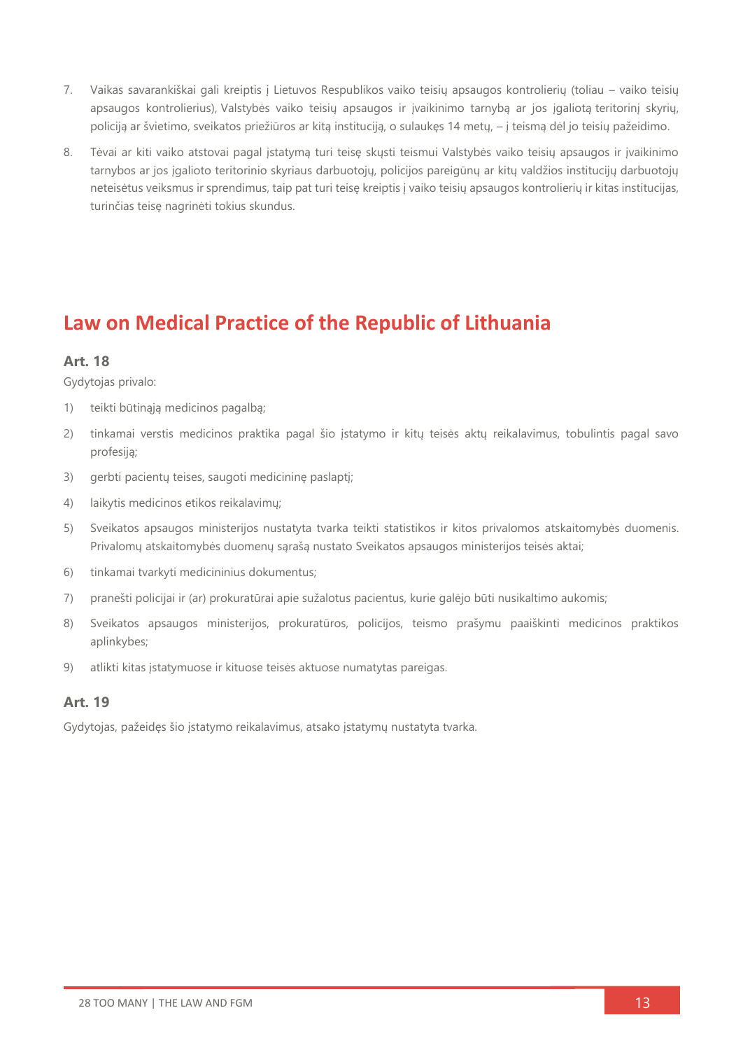7. Vaikas savarankiškai gali kreiptis į Lietuvos Respublikos vaiko teisių apsaugos kontrolierių (toliau – vaiko teisių apsaugos kontrolierius), Valstybės vaiko teisių apsaugos ir įvaikinimo tarnybą ar jos įgaliotą teritorinį skyrių, policiją ar švietimo, sveikatos priežiūros ar kitą instituciją, o sulaukęs 14 metų, – į teismą dėl jo teisių pažeidimo.

8. Tėvai ar kiti vaiko atstovai pagal įstatymą turi teisę skųsti teismui Valstybės vaiko teisių apsaugos ir įvaikinimo tarnybos ar jos įgalioto teritorinio skyriaus darbuotojų, policijos pareigūnų ar kitų valdžios institucijų darbuotojų neteisėtus veiksmus ir sprendimus, taip pat turi teisę kreiptis į vaiko teisių apsaugos kontrolierių ir kitas institucijas, turinčias teisę nagrinėti tokius skundus.

## Law on Medical Practice of the Republic of Lithuania

### Art. 18

Gydytojas privalo:

1) teikti būtinąją medicinos pagalbą;
2) tinkamai verstis medicinos praktika pagal šio įstatymo ir kitų teisės aktų reikalavimus, tobulintis pagal savo profesiją;
3) gerbti pacientų teises, saugoti medicininę paslaptį;
4) laikytis medicinos etikos reikalavimų;
5) Sveikatos apsaugos ministerijos nustatyta tvarka teikti statistikos ir kitos privalomos atskaitomybės duomenis. Privalomų atskaitomybės duomenų sąrašą nustato Sveikatos apsaugos ministerijos teisės aktai;
6) tinkamai tvarkyti medicininius dokumentus;
7) pranešti policijai ir (ar) prokuratūrai apie sužalotus pacientus, kurie galėjo būti nusikaltimo aukomis;
8) Sveikatos apsaugos ministerijos, prokuratūros, policijos, teismo prašymu paaiškinti medicinos praktikos aplinkybes;
9) atlikti kitas įstatymuose ir kituose teisės aktuose numatytas pareigas.

### Art. 19

Gydytojas, pažeidęs šio įstatymo reikalavimus, atsako įstatymų nustatyta tvarka.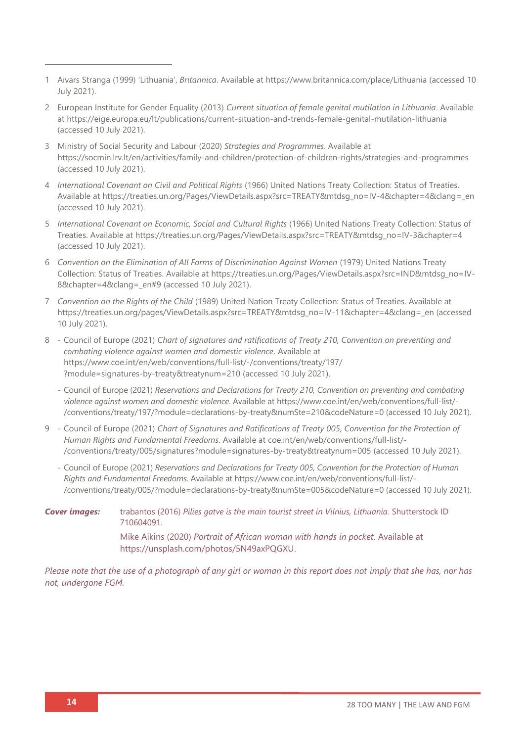1 Aivars Stranga (1999) 'Lithuania', *Britannica*. Available at https://www.britannica.com/place/Lithuania (accessed 10 July 2021).

2 European Institute for Gender Equality (2013) *Current situation of female genital mutilation in Lithuania*. Available at https://eige.europa.eu/lt/publications/current-situation-and-trends-female-genital-mutilation-lithuania (accessed 10 July 2021).

3 Ministry of Social Security and Labour (2020) *Strategies and Programmes*. Available at https://socmin.lrv.lt/en/activities/family-and-children/protection-of-children-rights/strategies-and-programmes (accessed 10 July 2021).

4 *International Covenant on Civil and Political Rights* (1966) United Nations Treaty Collection: Status of Treaties. Available at https://treaties.un.org/Pages/ViewDetails.aspx?src=TREATY&mtdsg_no=IV-4&chapter=4&clang=_en (accessed 10 July 2021).

5 *International Covenant on Economic, Social and Cultural Rights* (1966) United Nations Treaty Collection: Status of Treaties. Available at https://treaties.un.org/Pages/ViewDetails.aspx?src=TREATY&mtdsg_no=IV-3&chapter=4 (accessed 10 July 2021).

6 *Convention on the Elimination of All Forms of Discrimination Against Women* (1979) United Nations Treaty Collection: Status of Treaties. Available at https://treaties.un.org/Pages/ViewDetails.aspx?src=IND&mtdsg_no=IV-8&chapter=4&clang=_en#9 (accessed 10 July 2021).

7 *Convention on the Rights of the Child* (1989) United Nation Treaty Collection: Status of Treaties. Available at https://treaties.un.org/pages/ViewDetails.aspx?src=TREATY&mtdsg_no=IV-11&chapter=4&clang=_en (accessed 10 July 2021).

8 - Council of Europe (2021) *Chart of signatures and ratifications of Treaty 210, Convention on preventing and combating violence against women and domestic violence*. Available at https://www.coe.int/en/web/conventions/full-list/-/conventions/treaty/197/?module=signatures-by-treaty&treatynum=210 (accessed 10 July 2021).

  - Council of Europe (2021) *Reservations and Declarations for Treaty 210, Convention on preventing and combating violence against women and domestic violence*. Available at https://www.coe.int/en/web/conventions/full-list/-/conventions/treaty/197/?module=declarations-by-treaty&numSte=210&codeNature=0 (accessed 10 July 2021).

9 - Council of Europe (2021) *Chart of Signatures and Ratifications of Treaty 005, Convention for the Protection of Human Rights and Fundamental Freedoms*. Available at coe.int/en/web/conventions/full-list/-/conventions/treaty/005/signatures?module=signatures-by-treaty&treatynum=005 (accessed 10 July 2021).

  - Council of Europe (2021) *Reservations and Declarations for Treaty 005, Convention for the Protection of Human Rights and Fundamental Freedoms.* Available at https://www.coe.int/en/web/conventions/full-list/-/conventions/treaty/005/?module=declarations-by-treaty&numSte=005&codeNature=0 (accessed 10 July 2021).

***Cover images:*** trabantos (2016) *Pilies gatve is the main tourist street in Vilnius, Lithuania*. Shutterstock ID 710604091.

Mike Aikins (2020) *Portrait of African woman with hands in pocket*. Available at https://unsplash.com/photos/5N49axPQGXU.

*Please note that the use of a photograph of any girl or woman in this report does not imply that she has, nor has not, undergone FGM.*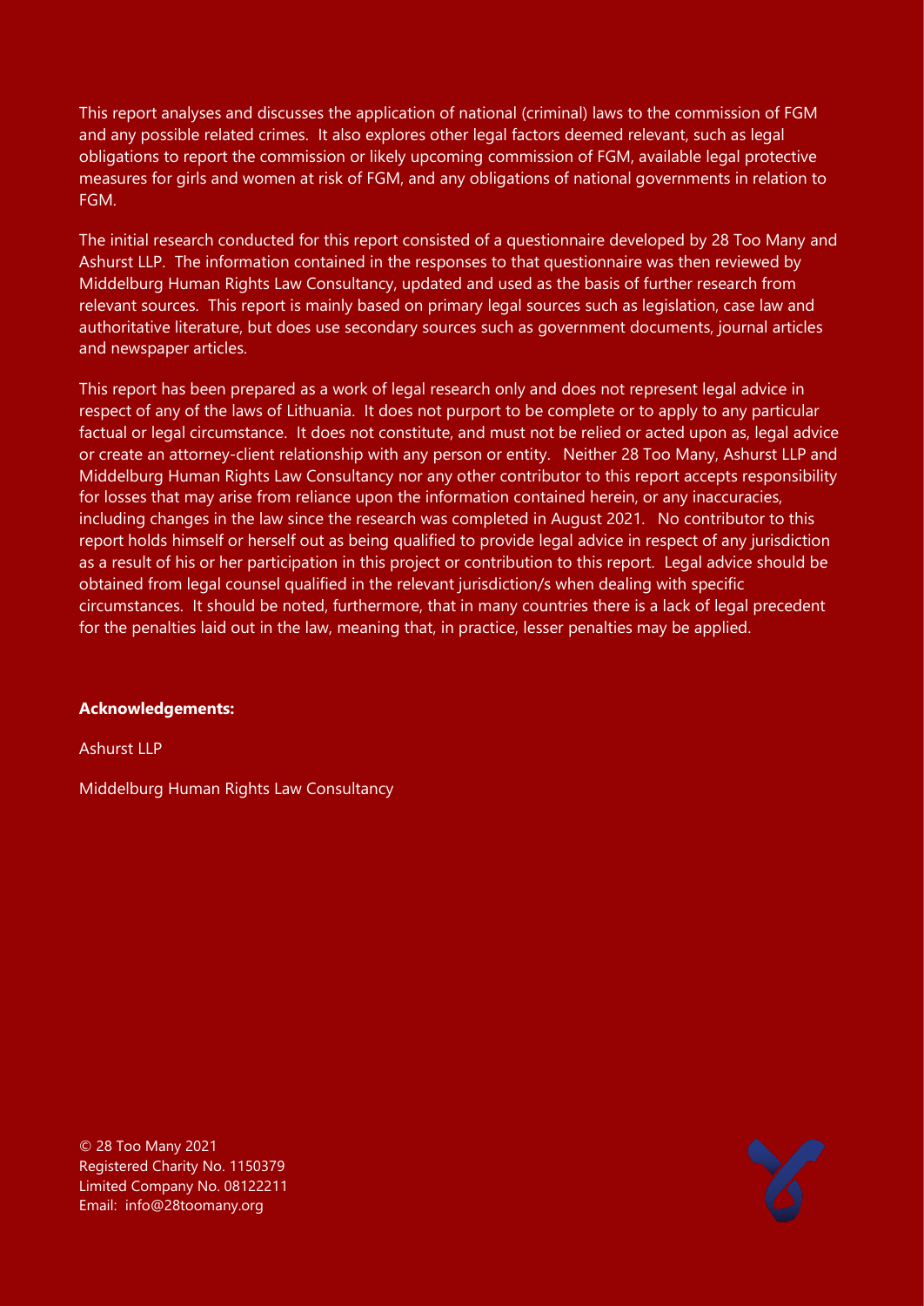This report analyses and discusses the application of national (criminal) laws to the commission of FGM and any possible related crimes. It also explores other legal factors deemed relevant, such as legal obligations to report the commission or likely upcoming commission of FGM, available legal protective measures for girls and women at risk of FGM, and any obligations of national governments in relation to FGM.

The initial research conducted for this report consisted of a questionnaire developed by 28 Too Many and Ashurst LLP. The information contained in the responses to that questionnaire was then reviewed by Middelburg Human Rights Law Consultancy, updated and used as the basis of further research from relevant sources. This report is mainly based on primary legal sources such as legislation, case law and authoritative literature, but does use secondary sources such as government documents, journal articles and newspaper articles.

This report has been prepared as a work of legal research only and does not represent legal advice in respect of any of the laws of Lithuania. It does not purport to be complete or to apply to any particular factual or legal circumstance. It does not constitute, and must not be relied or acted upon as, legal advice or create an attorney-client relationship with any person or entity. Neither 28 Too Many, Ashurst LLP and Middelburg Human Rights Law Consultancy nor any other contributor to this report accepts responsibility for losses that may arise from reliance upon the information contained herein, or any inaccuracies, including changes in the law since the research was completed in August 2021. No contributor to this report holds himself or herself out as being qualified to provide legal advice in respect of any jurisdiction as a result of his or her participation in this project or contribution to this report. Legal advice should be obtained from legal counsel qualified in the relevant jurisdiction/s when dealing with specific circumstances. It should be noted, furthermore, that in many countries there is a lack of legal precedent for the penalties laid out in the law, meaning that, in practice, lesser penalties may be applied.

**Acknowledgements:**

Ashurst LLP

Middelburg Human Rights Law Consultancy

© 28 Too Many 2021
Registered Charity No. 1150379
Limited Company No. 08122211
Email: info@28toomany.org